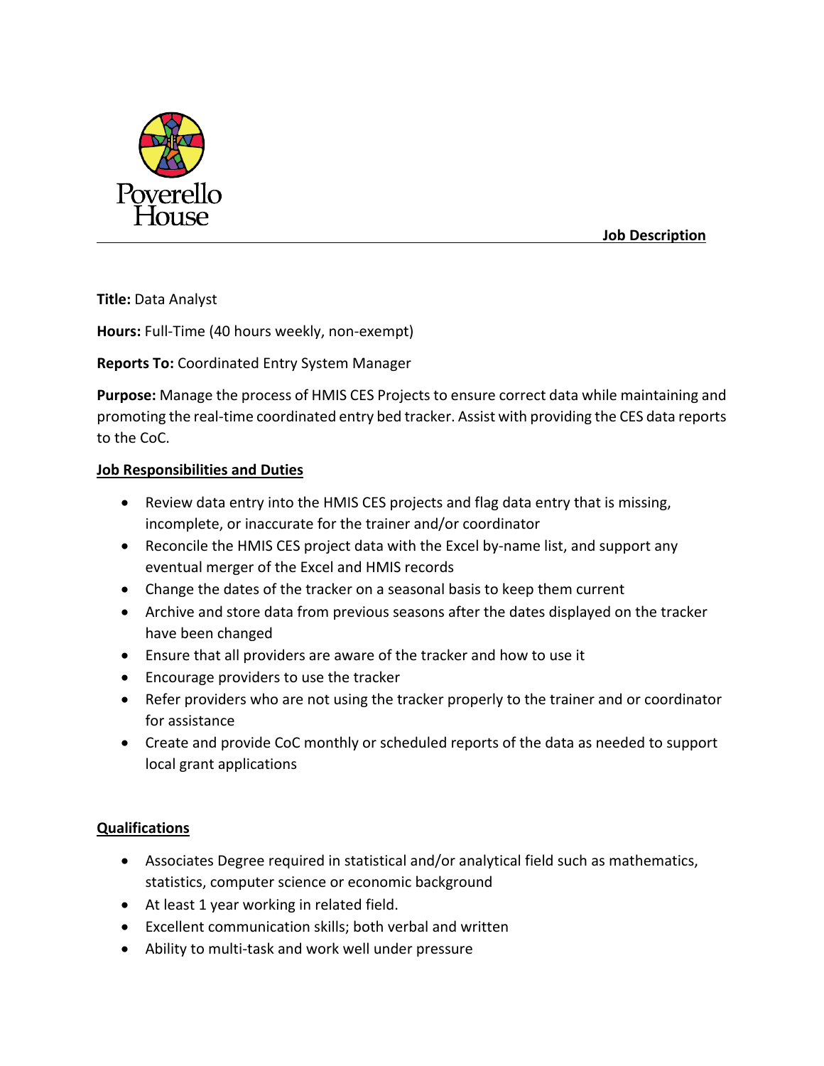Poverello House

**Job Description**

---

**Title:** Data Analyst

**Hours:** Full-Time (40 hours weekly, non-exempt)

**Reports To:** Coordinated Entry System Manager

**Purpose:** Manage the process of HMIS CES Projects to ensure correct data while maintaining and promoting the real-time coordinated entry bed tracker. Assist with providing the CES data reports to the CoC.

## Job Responsibilities and Duties

- Review data entry into the HMIS CES projects and flag data entry that is missing, incomplete, or inaccurate for the trainer and/or coordinator
- Reconcile the HMIS CES project data with the Excel by-name list, and support any eventual merger of the Excel and HMIS records
- Change the dates of the tracker on a seasonal basis to keep them current
- Archive and store data from previous seasons after the dates displayed on the tracker have been changed
- Ensure that all providers are aware of the tracker and how to use it
- Encourage providers to use the tracker
- Refer providers who are not using the tracker properly to the trainer and or coordinator for assistance
- Create and provide CoC monthly or scheduled reports of the data as needed to support local grant applications

## Qualifications

- Associates Degree required in statistical and/or analytical field such as mathematics, statistics, computer science or economic background
- At least 1 year working in related field.
- Excellent communication skills; both verbal and written
- Ability to multi-task and work well under pressure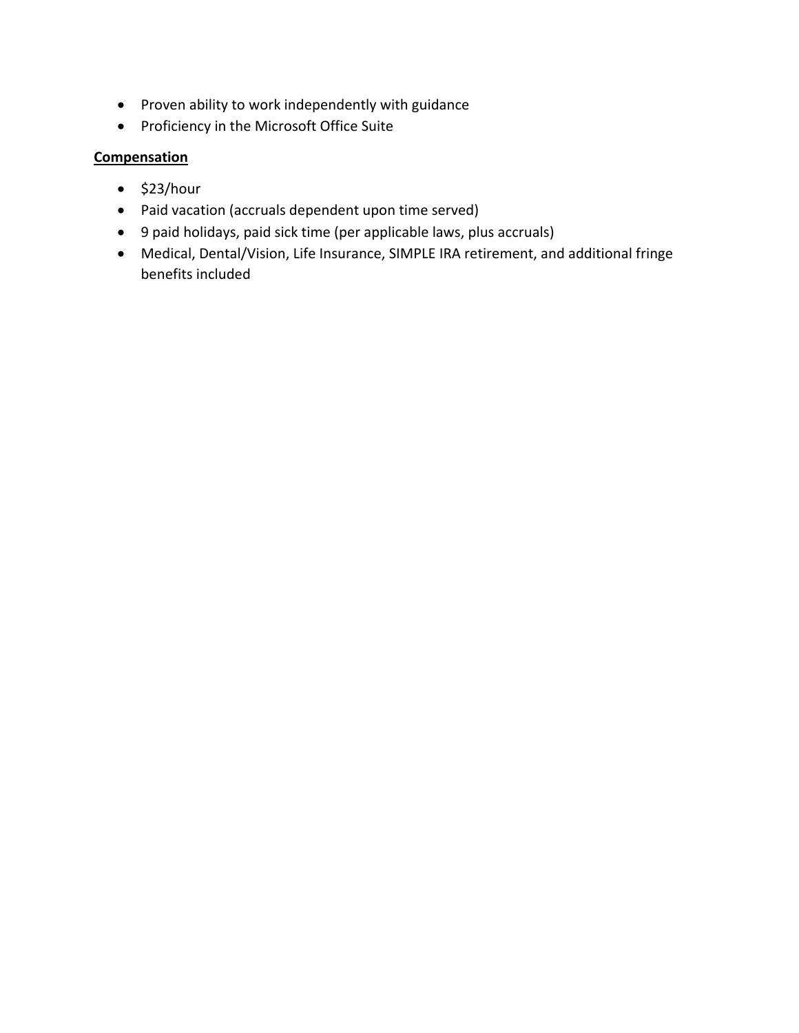- Proven ability to work independently with guidance
- Proficiency in the Microsoft Office Suite

**Compensation**

- $23/hour
- Paid vacation (accruals dependent upon time served)
- 9 paid holidays, paid sick time (per applicable laws, plus accruals)
- Medical, Dental/Vision, Life Insurance, SIMPLE IRA retirement, and additional fringe benefits included